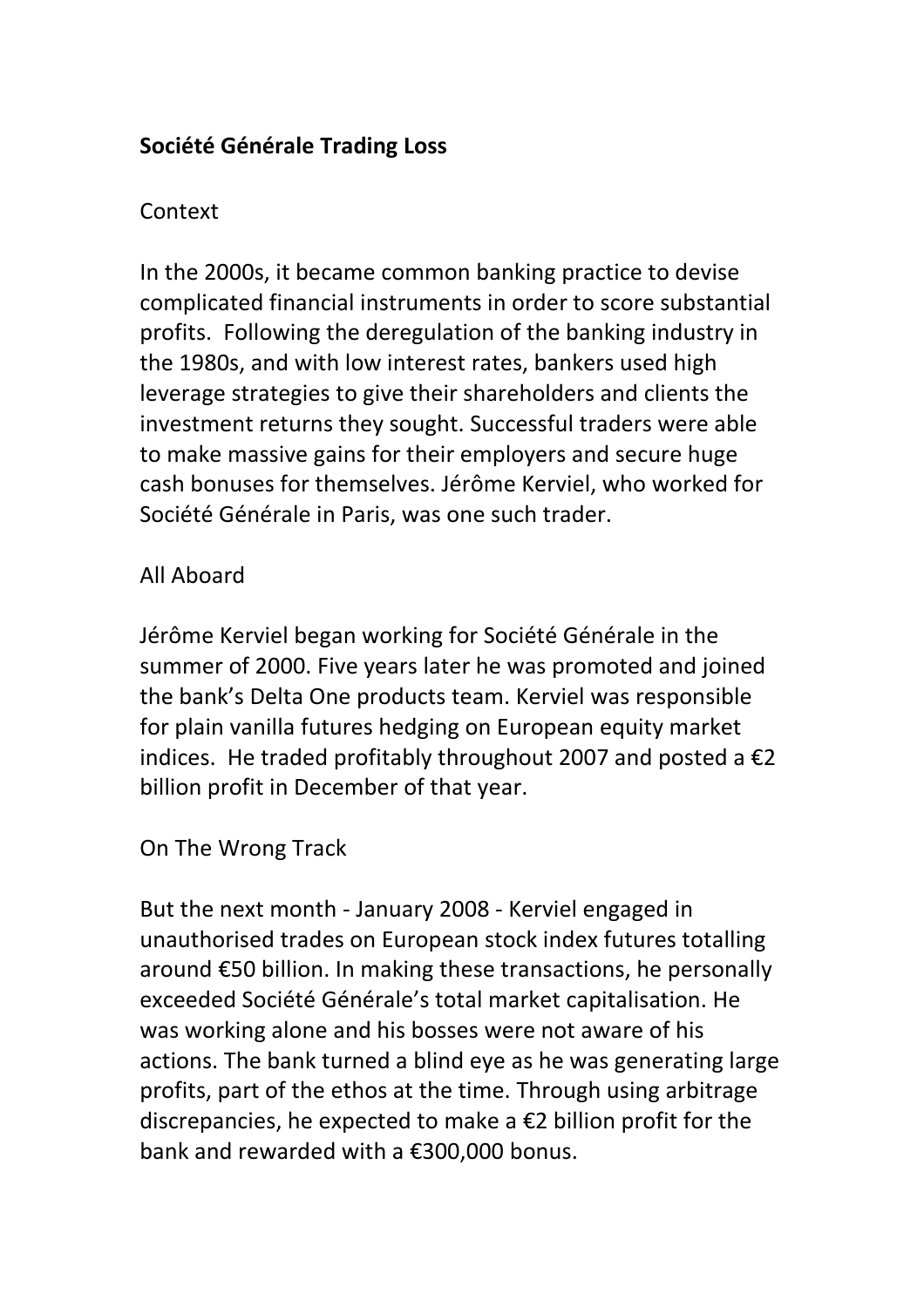# Société Générale Trading Loss

## Context

In the 2000s, it became common banking practice to devise complicated financial instruments in order to score substantial profits. Following the deregulation of the banking industry in the 1980s, and with low interest rates, bankers used high leverage strategies to give their shareholders and clients the investment returns they sought. Successful traders were able to make massive gains for their employers and secure huge cash bonuses for themselves. Jérôme Kerviel, who worked for Société Générale in Paris, was one such trader.

## All Aboard

Jérôme Kerviel began working for Société Générale in the summer of 2000. Five years later he was promoted and joined the bank's Delta One products team. Kerviel was responsible for plain vanilla futures hedging on European equity market indices. He traded profitably throughout 2007 and posted a €2 billion profit in December of that year.

## On The Wrong Track

But the next month - January 2008 - Kerviel engaged in unauthorised trades on European stock index futures totalling around €50 billion. In making these transactions, he personally exceeded Société Générale's total market capitalisation. He was working alone and his bosses were not aware of his actions. The bank turned a blind eye as he was generating large profits, part of the ethos at the time. Through using arbitrage discrepancies, he expected to make a €2 billion profit for the bank and rewarded with a €300,000 bonus.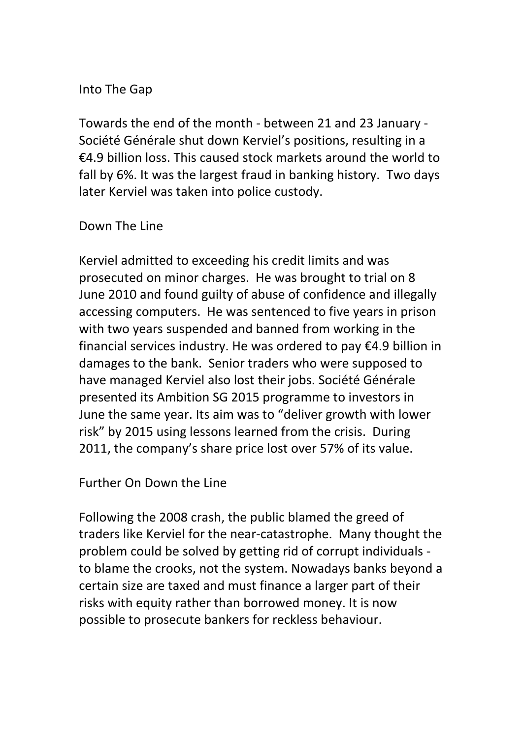## Into The Gap

Towards the end of the month - between 21 and 23 January - Société Générale shut down Kerviel's positions, resulting in a €4.9 billion loss. This caused stock markets around the world to fall by 6%. It was the largest fraud in banking history. Two days later Kerviel was taken into police custody.

## Down The Line

Kerviel admitted to exceeding his credit limits and was prosecuted on minor charges. He was brought to trial on 8 June 2010 and found guilty of abuse of confidence and illegally accessing computers. He was sentenced to five years in prison with two years suspended and banned from working in the financial services industry. He was ordered to pay €4.9 billion in damages to the bank. Senior traders who were supposed to have managed Kerviel also lost their jobs. Société Générale presented its Ambition SG 2015 programme to investors in June the same year. Its aim was to "deliver growth with lower risk" by 2015 using lessons learned from the crisis. During 2011, the company's share price lost over 57% of its value.

## Further On Down the Line

Following the 2008 crash, the public blamed the greed of traders like Kerviel for the near-catastrophe. Many thought the problem could be solved by getting rid of corrupt individuals - to blame the crooks, not the system. Nowadays banks beyond a certain size are taxed and must finance a larger part of their risks with equity rather than borrowed money. It is now possible to prosecute bankers for reckless behaviour.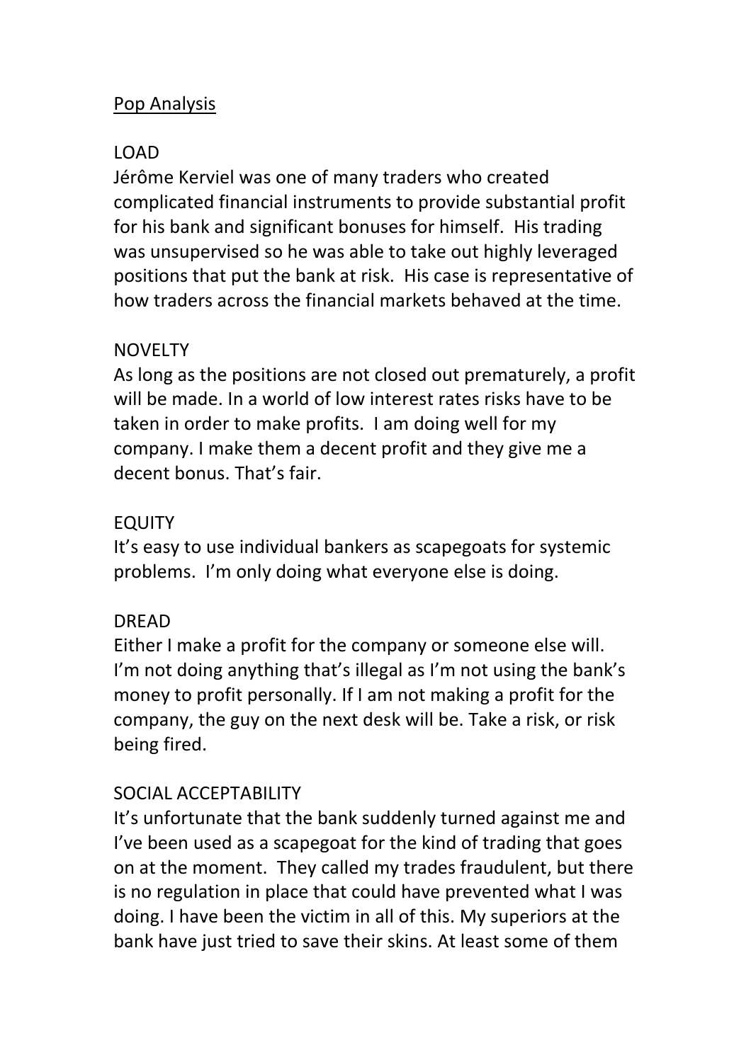Pop Analysis

LOAD

Jérôme Kerviel was one of many traders who created complicated financial instruments to provide substantial profit for his bank and significant bonuses for himself. His trading was unsupervised so he was able to take out highly leveraged positions that put the bank at risk. His case is representative of how traders across the financial markets behaved at the time.

NOVELTY

As long as the positions are not closed out prematurely, a profit will be made. In a world of low interest rates risks have to be taken in order to make profits. I am doing well for my company. I make them a decent profit and they give me a decent bonus. That's fair.

EQUITY

It's easy to use individual bankers as scapegoats for systemic problems. I'm only doing what everyone else is doing.

DREAD

Either I make a profit for the company or someone else will. I'm not doing anything that's illegal as I'm not using the bank's money to profit personally. If I am not making a profit for the company, the guy on the next desk will be. Take a risk, or risk being fired.

SOCIAL ACCEPTABILITY

It's unfortunate that the bank suddenly turned against me and I've been used as a scapegoat for the kind of trading that goes on at the moment. They called my trades fraudulent, but there is no regulation in place that could have prevented what I was doing. I have been the victim in all of this. My superiors at the bank have just tried to save their skins. At least some of them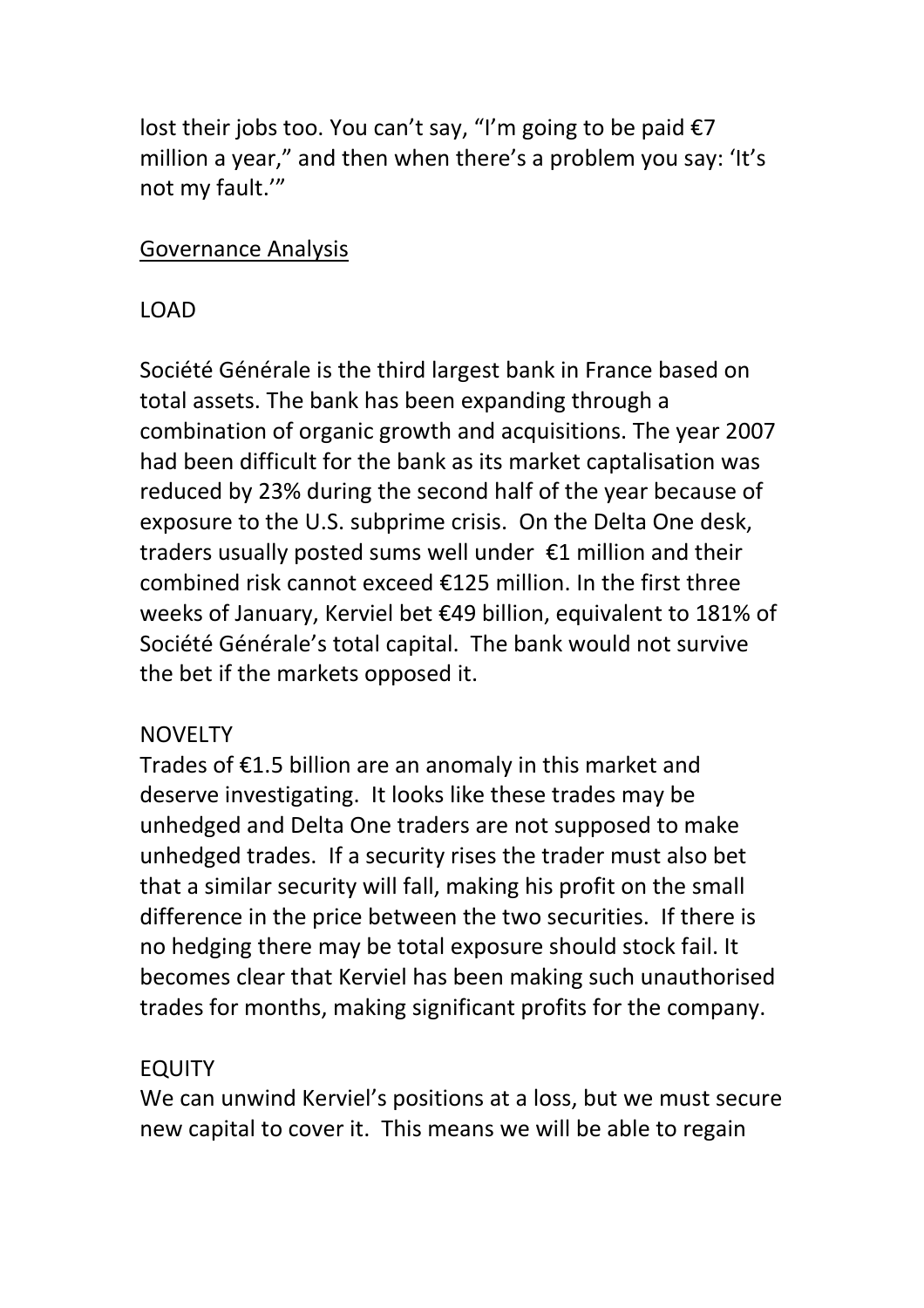lost their jobs too. You can't say, "I'm going to be paid €7 million a year," and then when there's a problem you say: 'It's not my fault.'"

<u>Governance Analysis</u>

LOAD

Société Générale is the third largest bank in France based on total assets. The bank has been expanding through a combination of organic growth and acquisitions. The year 2007 had been difficult for the bank as its market captalisation was reduced by 23% during the second half of the year because of exposure to the U.S. subprime crisis. On the Delta One desk, traders usually posted sums well under €1 million and their combined risk cannot exceed €125 million. In the first three weeks of January, Kerviel bet €49 billion, equivalent to 181% of Société Générale's total capital. The bank would not survive the bet if the markets opposed it.

NOVELTY

Trades of €1.5 billion are an anomaly in this market and deserve investigating. It looks like these trades may be unhedged and Delta One traders are not supposed to make unhedged trades. If a security rises the trader must also bet that a similar security will fall, making his profit on the small difference in the price between the two securities. If there is no hedging there may be total exposure should stock fail. It becomes clear that Kerviel has been making such unauthorised trades for months, making significant profits for the company.

EQUITY

We can unwind Kerviel's positions at a loss, but we must secure new capital to cover it. This means we will be able to regain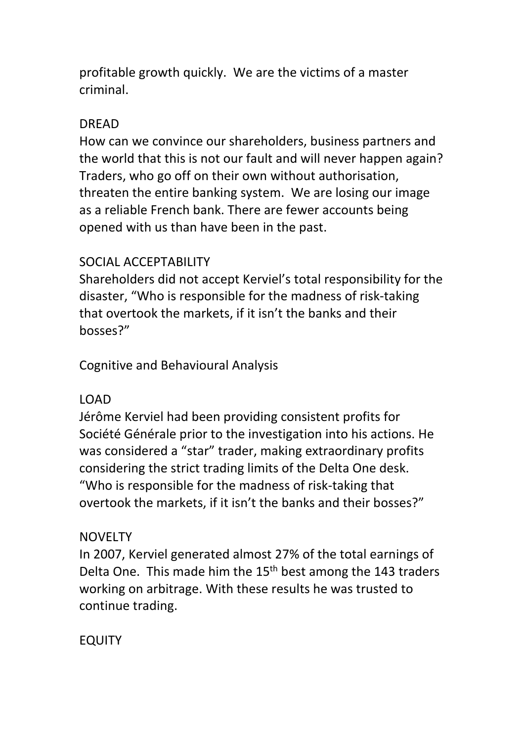profitable growth quickly. We are the victims of a master criminal.

DREAD
How can we convince our shareholders, business partners and the world that this is not our fault and will never happen again? Traders, who go off on their own without authorisation, threaten the entire banking system. We are losing our image as a reliable French bank. There are fewer accounts being opened with us than have been in the past.

SOCIAL ACCEPTABILITY
Shareholders did not accept Kerviel's total responsibility for the disaster, "Who is responsible for the madness of risk-taking that overtook the markets, if it isn't the banks and their bosses?"

Cognitive and Behavioural Analysis

LOAD
Jérôme Kerviel had been providing consistent profits for Société Générale prior to the investigation into his actions. He was considered a "star" trader, making extraordinary profits considering the strict trading limits of the Delta One desk. "Who is responsible for the madness of risk-taking that overtook the markets, if it isn't the banks and their bosses?"

NOVELTY
In 2007, Kerviel generated almost 27% of the total earnings of Delta One. This made him the 15th best among the 143 traders working on arbitrage. With these results he was trusted to continue trading.

EQUITY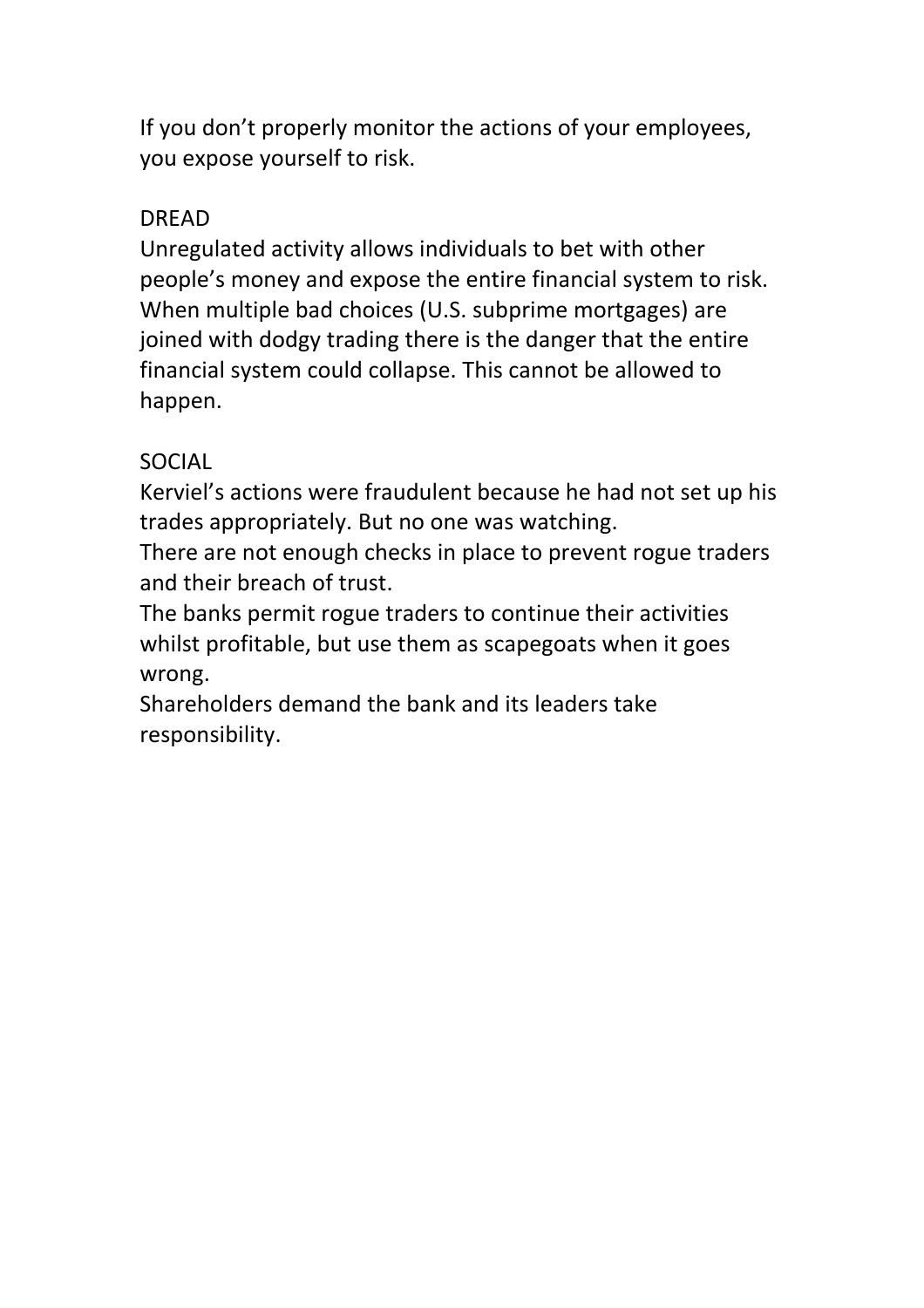If you don't properly monitor the actions of your employees, you expose yourself to risk.

## DREAD

Unregulated activity allows individuals to bet with other people's money and expose the entire financial system to risk. When multiple bad choices (U.S. subprime mortgages) are joined with dodgy trading there is the danger that the entire financial system could collapse. This cannot be allowed to happen.

## SOCIAL

Kerviel's actions were fraudulent because he had not set up his trades appropriately. But no one was watching.

There are not enough checks in place to prevent rogue traders and their breach of trust.

The banks permit rogue traders to continue their activities whilst profitable, but use them as scapegoats when it goes wrong.

Shareholders demand the bank and its leaders take responsibility.